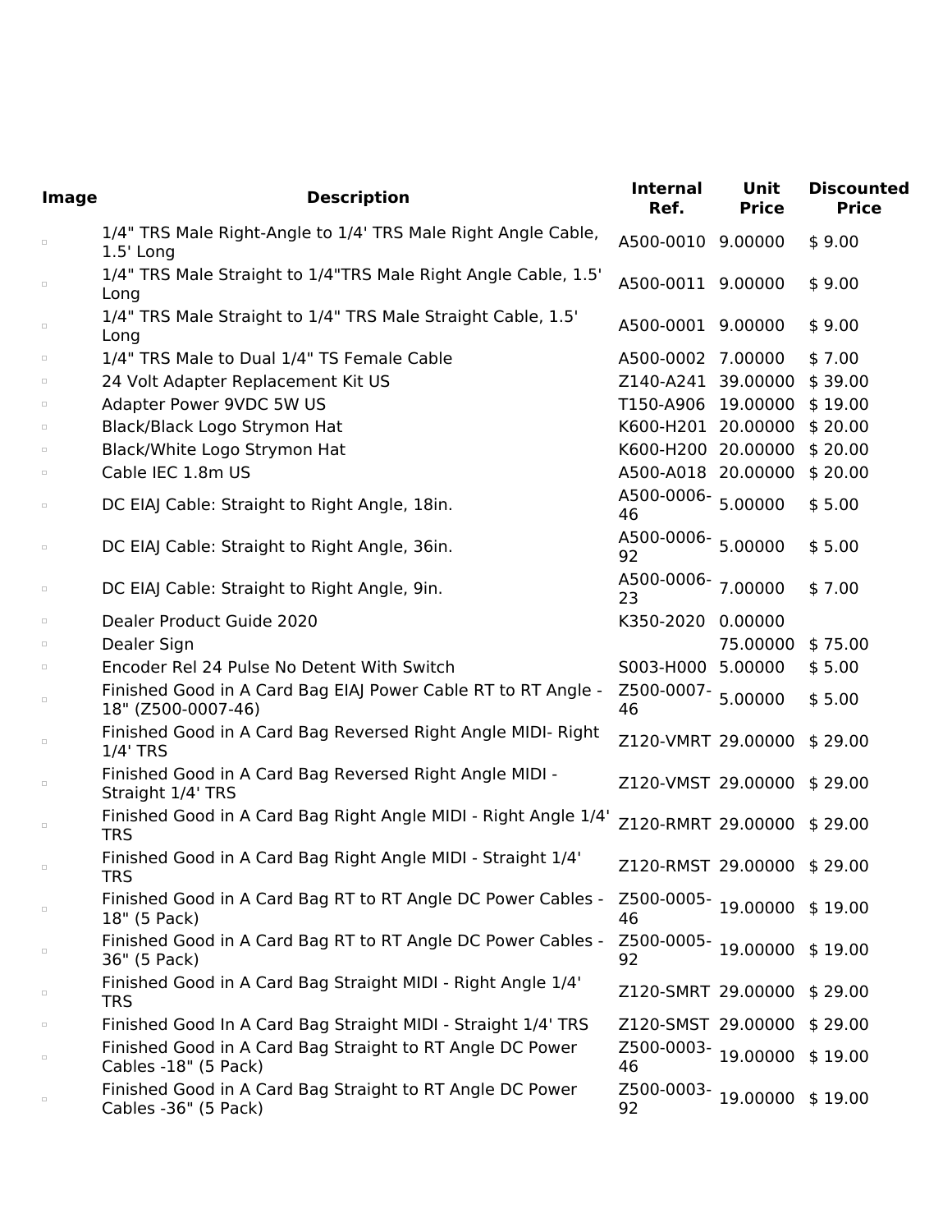| Image | Description | Internal Ref. | Unit Price | Discounted Price |
| --- | --- | --- | --- | --- |
| ▫ | 1/4" TRS Male Right-Angle to 1/4' TRS Male Right Angle Cable, 1.5' Long | A500-0010 | 9.00000 | $ 9.00 |
| ▫ | 1/4" TRS Male Straight to 1/4"TRS Male Right Angle Cable, 1.5' Long | A500-0011 | 9.00000 | $ 9.00 |
| ▫ | 1/4" TRS Male Straight to 1/4" TRS Male Straight Cable, 1.5' Long | A500-0001 | 9.00000 | $ 9.00 |
| ▫ | 1/4" TRS Male to Dual 1/4" TS Female Cable | A500-0002 | 7.00000 | $ 7.00 |
| ▫ | 24 Volt Adapter Replacement Kit US | Z140-A241 | 39.00000 | $ 39.00 |
| ▫ | Adapter Power 9VDC 5W US | T150-A906 | 19.00000 | $ 19.00 |
| ▫ | Black/Black Logo Strymon Hat | K600-H201 | 20.00000 | $ 20.00 |
| ▫ | Black/White Logo Strymon Hat | K600-H200 | 20.00000 | $ 20.00 |
| ▫ | Cable IEC 1.8m US | A500-A018 | 20.00000 | $ 20.00 |
| ▫ | DC EIAJ Cable: Straight to Right Angle, 18in. | A500-0006-46 | 5.00000 | $ 5.00 |
| ▫ | DC EIAJ Cable: Straight to Right Angle, 36in. | A500-0006-92 | 5.00000 | $ 5.00 |
| ▫ | DC EIAJ Cable: Straight to Right Angle, 9in. | A500-0006-23 | 7.00000 | $ 7.00 |
| ▫ | Dealer Product Guide 2020 | K350-2020 | 0.00000 | |
| ▫ | Dealer Sign | | 75.00000 | $ 75.00 |
| ▫ | Encoder Rel 24 Pulse No Detent With Switch | S003-H000 | 5.00000 | $ 5.00 |
| ▫ | Finished Good in A Card Bag EIAJ Power Cable RT to RT Angle - 18" (Z500-0007-46) | Z500-0007-46 | 5.00000 | $ 5.00 |
| ▫ | Finished Good in A Card Bag Reversed Right Angle MIDI- Right 1/4' TRS | Z120-VMRT | 29.00000 | $ 29.00 |
| ▫ | Finished Good in A Card Bag Reversed Right Angle MIDI - Straight 1/4' TRS | Z120-VMST | 29.00000 | $ 29.00 |
| ▫ | Finished Good in A Card Bag Right Angle MIDI - Right Angle 1/4' TRS | Z120-RMRT | 29.00000 | $ 29.00 |
| ▫ | Finished Good in A Card Bag Right Angle MIDI - Straight 1/4' TRS | Z120-RMST | 29.00000 | $ 29.00 |
| ▫ | Finished Good in A Card Bag RT to RT Angle DC Power Cables - 18" (5 Pack) | Z500-0005-46 | 19.00000 | $ 19.00 |
| ▫ | Finished Good in A Card Bag RT to RT Angle DC Power Cables - 36" (5 Pack) | Z500-0005-92 | 19.00000 | $ 19.00 |
| ▫ | Finished Good in A Card Bag Straight MIDI - Right Angle 1/4' TRS | Z120-SMRT | 29.00000 | $ 29.00 |
| ▫ | Finished Good In A Card Bag Straight MIDI - Straight 1/4' TRS | Z120-SMST | 29.00000 | $ 29.00 |
| ▫ | Finished Good in A Card Bag Straight to RT Angle DC Power Cables -18" (5 Pack) | Z500-0003-46 | 19.00000 | $ 19.00 |
| ▫ | Finished Good in A Card Bag Straight to RT Angle DC Power Cables -36" (5 Pack) | Z500-0003-92 | 19.00000 | $ 19.00 |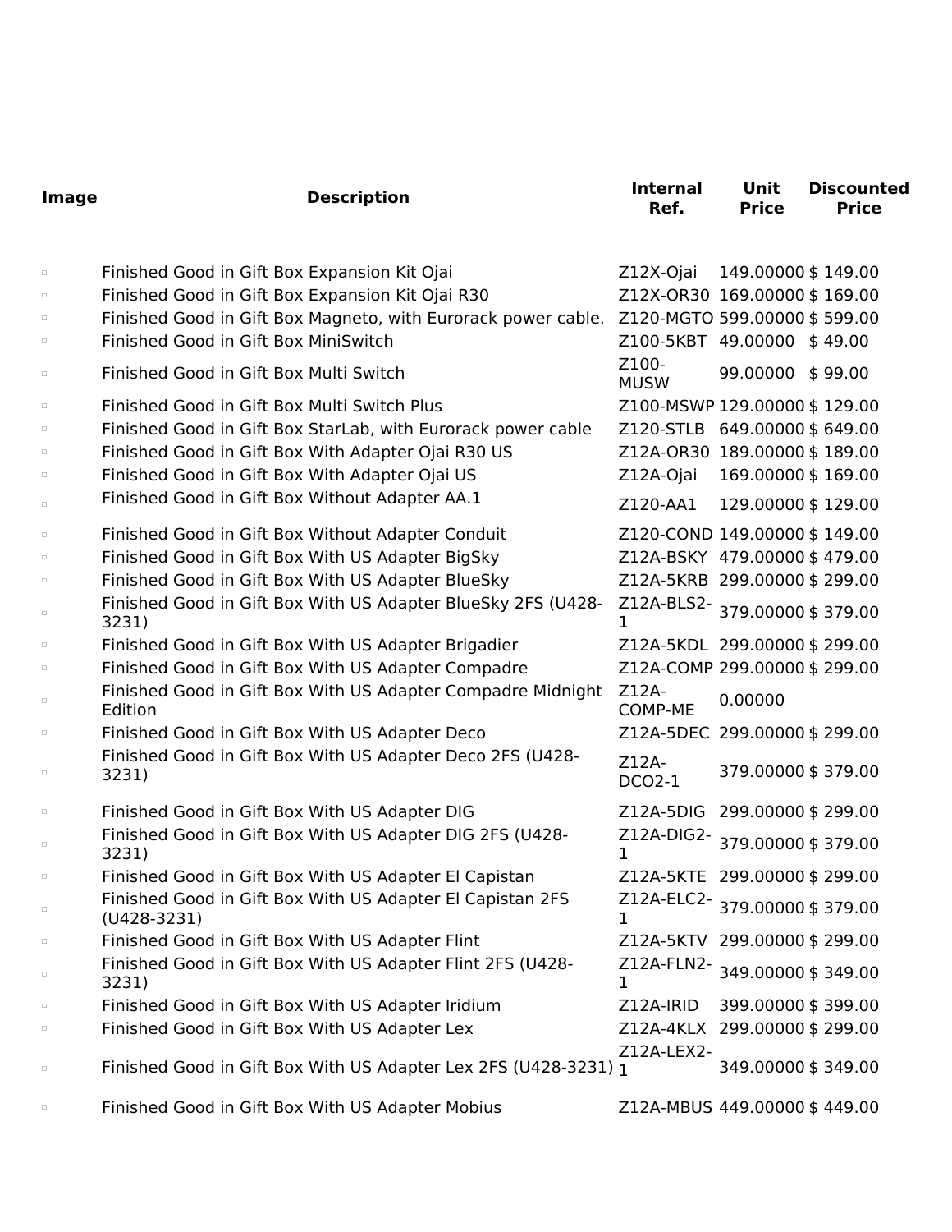| Image | Description | Internal Ref. | Unit Price | Discounted Price |
|---|---|---|---|---|
| ▫ | Finished Good in Gift Box Expansion Kit Ojai | Z12X-Ojai | 149.00000 | $ 149.00 |
| ▫ | Finished Good in Gift Box Expansion Kit Ojai R30 | Z12X-OR30 | 169.00000 | $ 169.00 |
| ▫ | Finished Good in Gift Box Magneto, with Eurorack power cable. | Z120-MGTO | 599.00000 | $ 599.00 |
| ▫ | Finished Good in Gift Box MiniSwitch | Z100-5KBT | 49.00000 | $ 49.00 |
| ▫ | Finished Good in Gift Box Multi Switch | Z100-MUSW | 99.00000 | $ 99.00 |
| ▫ | Finished Good in Gift Box Multi Switch Plus | Z100-MSWP | 129.00000 | $ 129.00 |
| ▫ | Finished Good in Gift Box StarLab, with Eurorack power cable | Z120-STLB | 649.00000 | $ 649.00 |
| ▫ | Finished Good in Gift Box With Adapter Ojai R30 US | Z12A-OR30 | 189.00000 | $ 189.00 |
| ▫ | Finished Good in Gift Box With Adapter Ojai US | Z12A-Ojai | 169.00000 | $ 169.00 |
| ▫ | Finished Good in Gift Box Without Adapter AA.1 | Z120-AA1 | 129.00000 | $ 129.00 |
| ▫ | Finished Good in Gift Box Without Adapter Conduit | Z120-COND | 149.00000 | $ 149.00 |
| ▫ | Finished Good in Gift Box With US Adapter BigSky | Z12A-BSKY | 479.00000 | $ 479.00 |
| ▫ | Finished Good in Gift Box With US Adapter BlueSky | Z12A-5KRB | 299.00000 | $ 299.00 |
| ▫ | Finished Good in Gift Box With US Adapter BlueSky 2FS (U428-3231) | Z12A-BLS2-1 | 379.00000 | $ 379.00 |
| ▫ | Finished Good in Gift Box With US Adapter Brigadier | Z12A-5KDL | 299.00000 | $ 299.00 |
| ▫ | Finished Good in Gift Box With US Adapter Compadre | Z12A-COMP | 299.00000 | $ 299.00 |
| ▫ | Finished Good in Gift Box With US Adapter Compadre Midnight Edition | Z12A-COMP-ME | 0.00000 | |
| ▫ | Finished Good in Gift Box With US Adapter Deco | Z12A-5DEC | 299.00000 | $ 299.00 |
| ▫ | Finished Good in Gift Box With US Adapter Deco 2FS (U428-3231) | Z12A-DCO2-1 | 379.00000 | $ 379.00 |
| ▫ | Finished Good in Gift Box With US Adapter DIG | Z12A-5DIG | 299.00000 | $ 299.00 |
| ▫ | Finished Good in Gift Box With US Adapter DIG 2FS (U428-3231) | Z12A-DIG2-1 | 379.00000 | $ 379.00 |
| ▫ | Finished Good in Gift Box With US Adapter El Capistan | Z12A-5KTE | 299.00000 | $ 299.00 |
| ▫ | Finished Good in Gift Box With US Adapter El Capistan 2FS (U428-3231) | Z12A-ELC2-1 | 379.00000 | $ 379.00 |
| ▫ | Finished Good in Gift Box With US Adapter Flint | Z12A-5KTV | 299.00000 | $ 299.00 |
| ▫ | Finished Good in Gift Box With US Adapter Flint 2FS (U428-3231) | Z12A-FLN2-1 | 349.00000 | $ 349.00 |
| ▫ | Finished Good in Gift Box With US Adapter Iridium | Z12A-IRID | 399.00000 | $ 399.00 |
| ▫ | Finished Good in Gift Box With US Adapter Lex | Z12A-4KLX | 299.00000 | $ 299.00 |
| ▫ | Finished Good in Gift Box With US Adapter Lex 2FS (U428-3231) | Z12A-LEX2-1 | 349.00000 | $ 349.00 |
| ▫ | Finished Good in Gift Box With US Adapter Mobius | Z12A-MBUS | 449.00000 | $ 449.00 |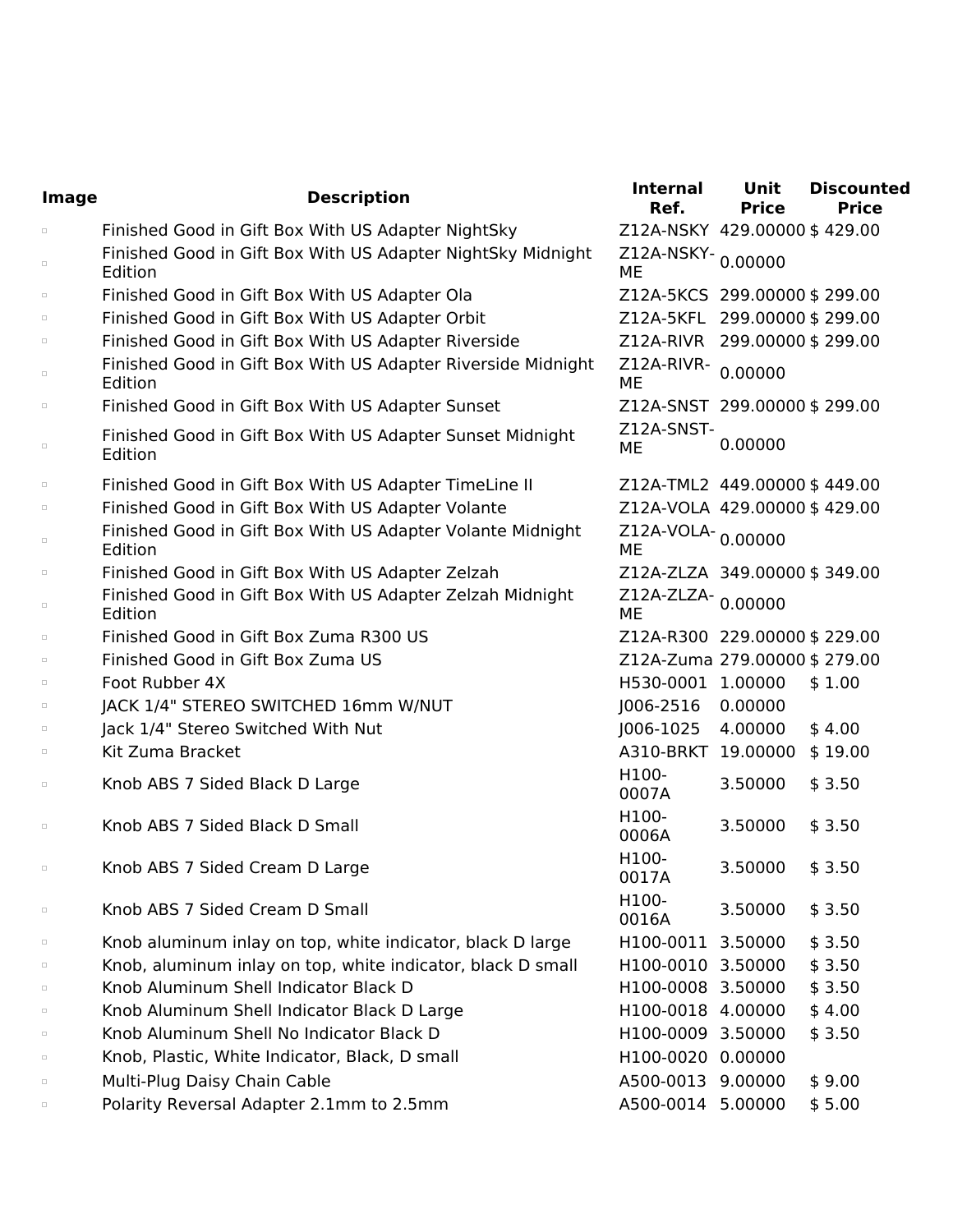| Image | Description | Internal Ref. | Unit Price | Discounted Price |
|---|---|---|---|---|
| ▫ | Finished Good in Gift Box With US Adapter NightSky | Z12A-NSKY | 429.00000 | $ 429.00 |
| ▫ | Finished Good in Gift Box With US Adapter NightSky Midnight Edition | Z12A-NSKY-ME | 0.00000 | |
| ▫ | Finished Good in Gift Box With US Adapter Ola | Z12A-5KCS | 299.00000 | $ 299.00 |
| ▫ | Finished Good in Gift Box With US Adapter Orbit | Z12A-5KFL | 299.00000 | $ 299.00 |
| ▫ | Finished Good in Gift Box With US Adapter Riverside | Z12A-RIVR | 299.00000 | $ 299.00 |
| ▫ | Finished Good in Gift Box With US Adapter Riverside Midnight Edition | Z12A-RIVR-ME | 0.00000 | |
| ▫ | Finished Good in Gift Box With US Adapter Sunset | Z12A-SNST | 299.00000 | $ 299.00 |
| ▫ | Finished Good in Gift Box With US Adapter Sunset Midnight Edition | Z12A-SNST-ME | 0.00000 | |
| ▫ | Finished Good in Gift Box With US Adapter TimeLine II | Z12A-TML2 | 449.00000 | $ 449.00 |
| ▫ | Finished Good in Gift Box With US Adapter Volante | Z12A-VOLA | 429.00000 | $ 429.00 |
| ▫ | Finished Good in Gift Box With US Adapter Volante Midnight Edition | Z12A-VOLA-ME | 0.00000 | |
| ▫ | Finished Good in Gift Box With US Adapter Zelzah | Z12A-ZLZA | 349.00000 | $ 349.00 |
| ▫ | Finished Good in Gift Box With US Adapter Zelzah Midnight Edition | Z12A-ZLZA-ME | 0.00000 | |
| ▫ | Finished Good in Gift Box Zuma R300 US | Z12A-R300 | 229.00000 | $ 229.00 |
| ▫ | Finished Good in Gift Box Zuma US | Z12A-Zuma | 279.00000 | $ 279.00 |
| ▫ | Foot Rubber 4X | H530-0001 | 1.00000 | $ 1.00 |
| ▫ | JACK 1/4" STEREO SWITCHED 16mm W/NUT | J006-2516 | 0.00000 | |
| ▫ | Jack 1/4" Stereo Switched With Nut | J006-1025 | 4.00000 | $ 4.00 |
| ▫ | Kit Zuma Bracket | A310-BRKT | 19.00000 | $ 19.00 |
| ▫ | Knob ABS 7 Sided Black D Large | H100-0007A | 3.50000 | $ 3.50 |
| ▫ | Knob ABS 7 Sided Black D Small | H100-0006A | 3.50000 | $ 3.50 |
| ▫ | Knob ABS 7 Sided Cream D Large | H100-0017A | 3.50000 | $ 3.50 |
| ▫ | Knob ABS 7 Sided Cream D Small | H100-0016A | 3.50000 | $ 3.50 |
| ▫ | Knob aluminum inlay on top, white indicator, black D large | H100-0011 | 3.50000 | $ 3.50 |
| ▫ | Knob, aluminum inlay on top, white indicator, black D small | H100-0010 | 3.50000 | $ 3.50 |
| ▫ | Knob Aluminum Shell Indicator Black D | H100-0008 | 3.50000 | $ 3.50 |
| ▫ | Knob Aluminum Shell Indicator Black D Large | H100-0018 | 4.00000 | $ 4.00 |
| ▫ | Knob Aluminum Shell No Indicator Black D | H100-0009 | 3.50000 | $ 3.50 |
| ▫ | Knob, Plastic, White Indicator, Black, D small | H100-0020 | 0.00000 | |
| ▫ | Multi-Plug Daisy Chain Cable | A500-0013 | 9.00000 | $ 9.00 |
| ▫ | Polarity Reversal Adapter 2.1mm to 2.5mm | A500-0014 | 5.00000 | $ 5.00 |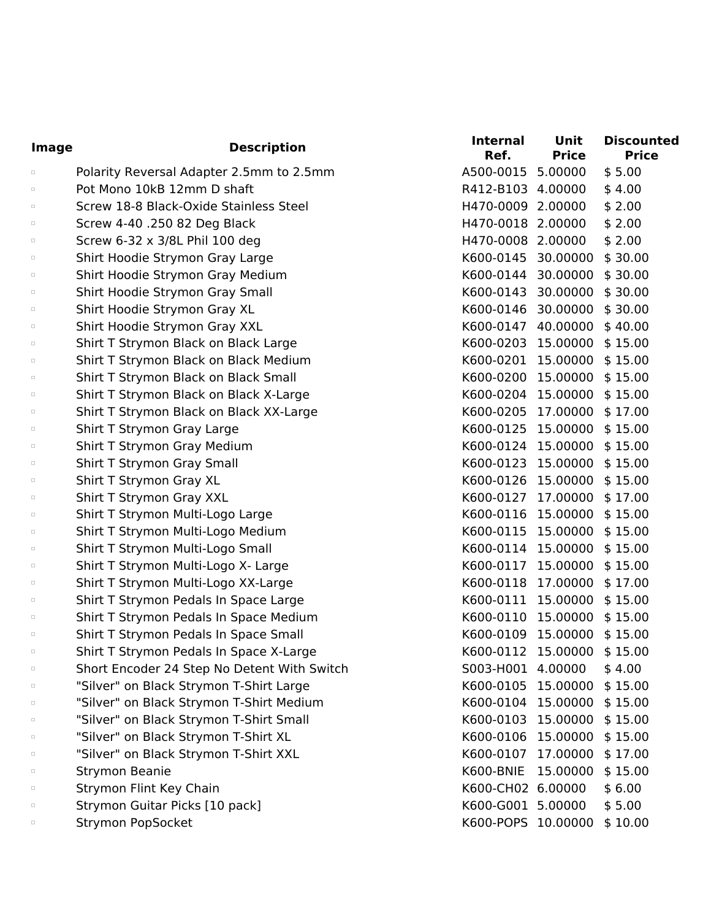| Image | Description | Internal Ref. | Unit Price | Discounted Price |
|---|---|---|---|---|
| ▫ | Polarity Reversal Adapter 2.5mm to 2.5mm | A500-0015 | 5.00000 | $ 5.00 |
| ▫ | Pot Mono 10kB 12mm D shaft | R412-B103 | 4.00000 | $ 4.00 |
| ▫ | Screw 18-8 Black-Oxide Stainless Steel | H470-0009 | 2.00000 | $ 2.00 |
| ▫ | Screw 4-40 .250 82 Deg Black | H470-0018 | 2.00000 | $ 2.00 |
| ▫ | Screw 6-32 x 3/8L Phil 100 deg | H470-0008 | 2.00000 | $ 2.00 |
| ▫ | Shirt Hoodie Strymon Gray Large | K600-0145 | 30.00000 | $ 30.00 |
| ▫ | Shirt Hoodie Strymon Gray Medium | K600-0144 | 30.00000 | $ 30.00 |
| ▫ | Shirt Hoodie Strymon Gray Small | K600-0143 | 30.00000 | $ 30.00 |
| ▫ | Shirt Hoodie Strymon Gray XL | K600-0146 | 30.00000 | $ 30.00 |
| ▫ | Shirt Hoodie Strymon Gray XXL | K600-0147 | 40.00000 | $ 40.00 |
| ▫ | Shirt T Strymon Black on Black Large | K600-0203 | 15.00000 | $ 15.00 |
| ▫ | Shirt T Strymon Black on Black Medium | K600-0201 | 15.00000 | $ 15.00 |
| ▫ | Shirt T Strymon Black on Black Small | K600-0200 | 15.00000 | $ 15.00 |
| ▫ | Shirt T Strymon Black on Black X-Large | K600-0204 | 15.00000 | $ 15.00 |
| ▫ | Shirt T Strymon Black on Black XX-Large | K600-0205 | 17.00000 | $ 17.00 |
| ▫ | Shirt T Strymon Gray Large | K600-0125 | 15.00000 | $ 15.00 |
| ▫ | Shirt T Strymon Gray Medium | K600-0124 | 15.00000 | $ 15.00 |
| ▫ | Shirt T Strymon Gray Small | K600-0123 | 15.00000 | $ 15.00 |
| ▫ | Shirt T Strymon Gray XL | K600-0126 | 15.00000 | $ 15.00 |
| ▫ | Shirt T Strymon Gray XXL | K600-0127 | 17.00000 | $ 17.00 |
| ▫ | Shirt T Strymon Multi-Logo Large | K600-0116 | 15.00000 | $ 15.00 |
| ▫ | Shirt T Strymon Multi-Logo Medium | K600-0115 | 15.00000 | $ 15.00 |
| ▫ | Shirt T Strymon Multi-Logo Small | K600-0114 | 15.00000 | $ 15.00 |
| ▫ | Shirt T Strymon Multi-Logo X- Large | K600-0117 | 15.00000 | $ 15.00 |
| ▫ | Shirt T Strymon Multi-Logo XX-Large | K600-0118 | 17.00000 | $ 17.00 |
| ▫ | Shirt T Strymon Pedals In Space Large | K600-0111 | 15.00000 | $ 15.00 |
| ▫ | Shirt T Strymon Pedals In Space Medium | K600-0110 | 15.00000 | $ 15.00 |
| ▫ | Shirt T Strymon Pedals In Space Small | K600-0109 | 15.00000 | $ 15.00 |
| ▫ | Shirt T Strymon Pedals In Space X-Large | K600-0112 | 15.00000 | $ 15.00 |
| ▫ | Short Encoder 24 Step No Detent With Switch | S003-H001 | 4.00000 | $ 4.00 |
| ▫ | "Silver" on Black Strymon T-Shirt Large | K600-0105 | 15.00000 | $ 15.00 |
| ▫ | "Silver" on Black Strymon T-Shirt Medium | K600-0104 | 15.00000 | $ 15.00 |
| ▫ | "Silver" on Black Strymon T-Shirt Small | K600-0103 | 15.00000 | $ 15.00 |
| ▫ | "Silver" on Black Strymon T-Shirt XL | K600-0106 | 15.00000 | $ 15.00 |
| ▫ | "Silver" on Black Strymon T-Shirt XXL | K600-0107 | 17.00000 | $ 17.00 |
| ▫ | Strymon Beanie | K600-BNIE | 15.00000 | $ 15.00 |
| ▫ | Strymon Flint Key Chain | K600-CH02 | 6.00000 | $ 6.00 |
| ▫ | Strymon Guitar Picks [10 pack] | K600-G001 | 5.00000 | $ 5.00 |
| ▫ | Strymon PopSocket | K600-POPS | 10.00000 | $ 10.00 |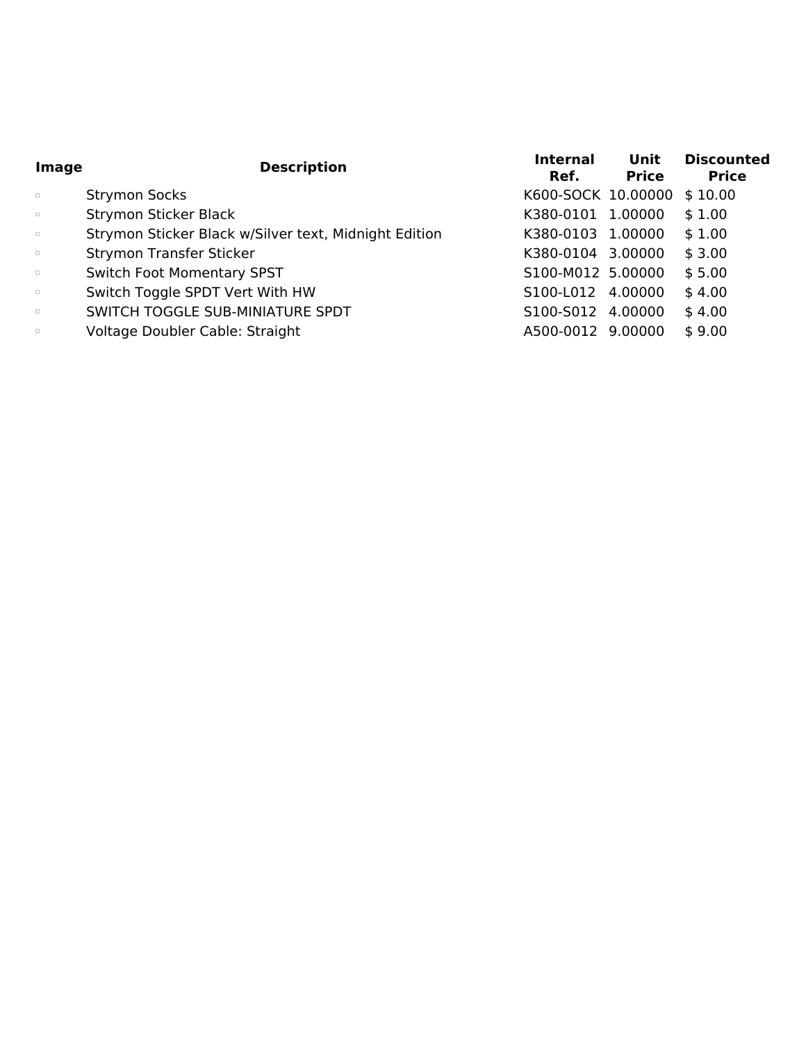| Image | Description | Internal Ref. | Unit Price | Discounted Price |
| --- | --- | --- | --- | --- |
| ▫ | Strymon Socks | K600-SOCK | 10.00000 | $ 10.00 |
| ▫ | Strymon Sticker Black | K380-0101 | 1.00000 | $ 1.00 |
| ▫ | Strymon Sticker Black w/Silver text, Midnight Edition | K380-0103 | 1.00000 | $ 1.00 |
| ▫ | Strymon Transfer Sticker | K380-0104 | 3.00000 | $ 3.00 |
| ▫ | Switch Foot Momentary SPST | S100-M012 | 5.00000 | $ 5.00 |
| ▫ | Switch Toggle SPDT Vert With HW | S100-L012 | 4.00000 | $ 4.00 |
| ▫ | SWITCH TOGGLE SUB-MINIATURE SPDT | S100-S012 | 4.00000 | $ 4.00 |
| ▫ | Voltage Doubler Cable: Straight | A500-0012 | 9.00000 | $ 9.00 |